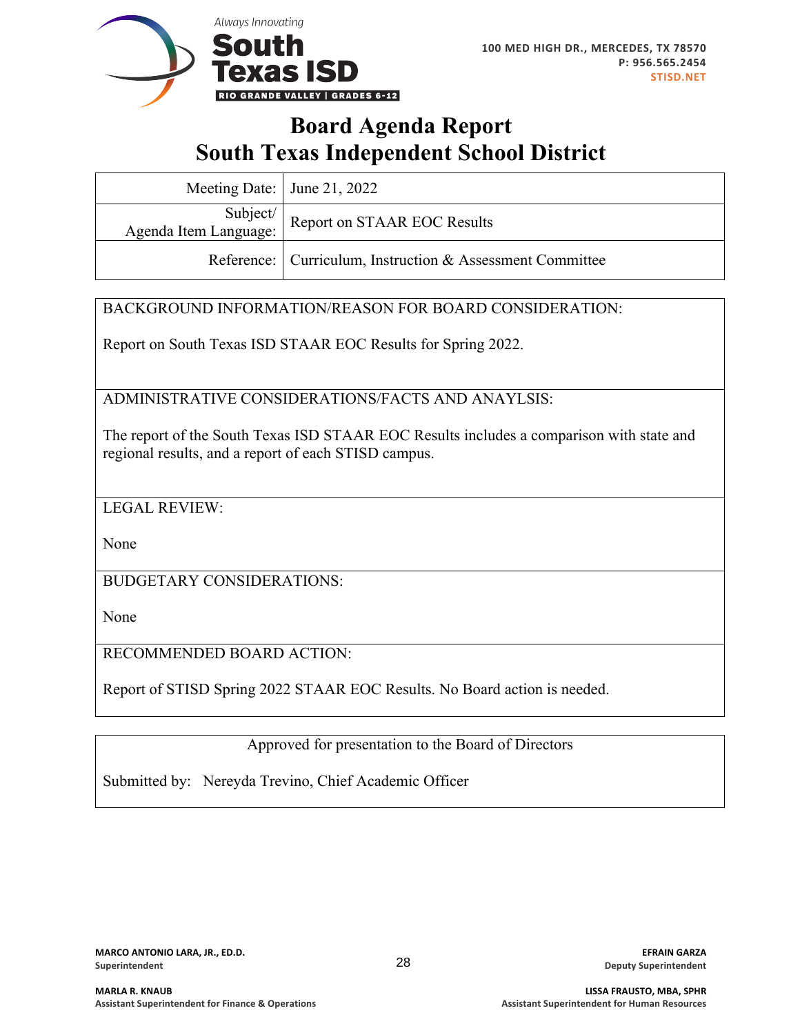Always Innovating

**South Texas ISD**

RIO GRANDE VALLEY | GRADES 6-12

**100 MED HIGH DR., MERCEDES, TX 78570**
**P: 956.565.2454**
**STISD.NET**

# Board Agenda Report
# South Texas Independent School District

| | |
|---|---|
| Meeting Date: | June 21, 2022 |
| Subject/ Agenda Item Language: | Report on STAAR EOC Results |
| Reference: | Curriculum, Instruction & Assessment Committee |

BACKGROUND INFORMATION/REASON FOR BOARD CONSIDERATION:

Report on South Texas ISD STAAR EOC Results for Spring 2022.

ADMINISTRATIVE CONSIDERATIONS/FACTS AND ANAYLSIS:

The report of the South Texas ISD STAAR EOC Results includes a comparison with state and regional results, and a report of each STISD campus.

LEGAL REVIEW:

None

BUDGETARY CONSIDERATIONS:

None

RECOMMENDED BOARD ACTION:

Report of STISD Spring 2022 STAAR EOC Results. No Board action is needed.

Approved for presentation to the Board of Directors

Submitted by: Nereyda Trevino, Chief Academic Officer

**MARCO ANTONIO LARA, JR., ED.D.**
**Superintendent**

**EFRAIN GARZA**
**Deputy Superintendent**

**MARLA R. KNAUB**
**Assistant Superintendent for Finance & Operations**

**LISSA FRAUSTO, MBA, SPHR**
**Assistant Superintendent for Human Resources**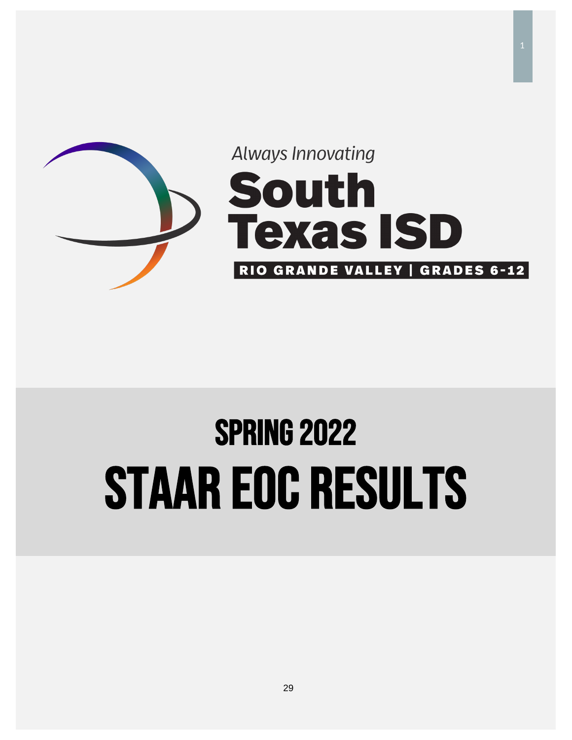*Always Innovating*

**South Texas ISD**

**RIO GRANDE VALLEY | GRADES 6-12**

# SPRING 2022

# STAAR EOC RESULTS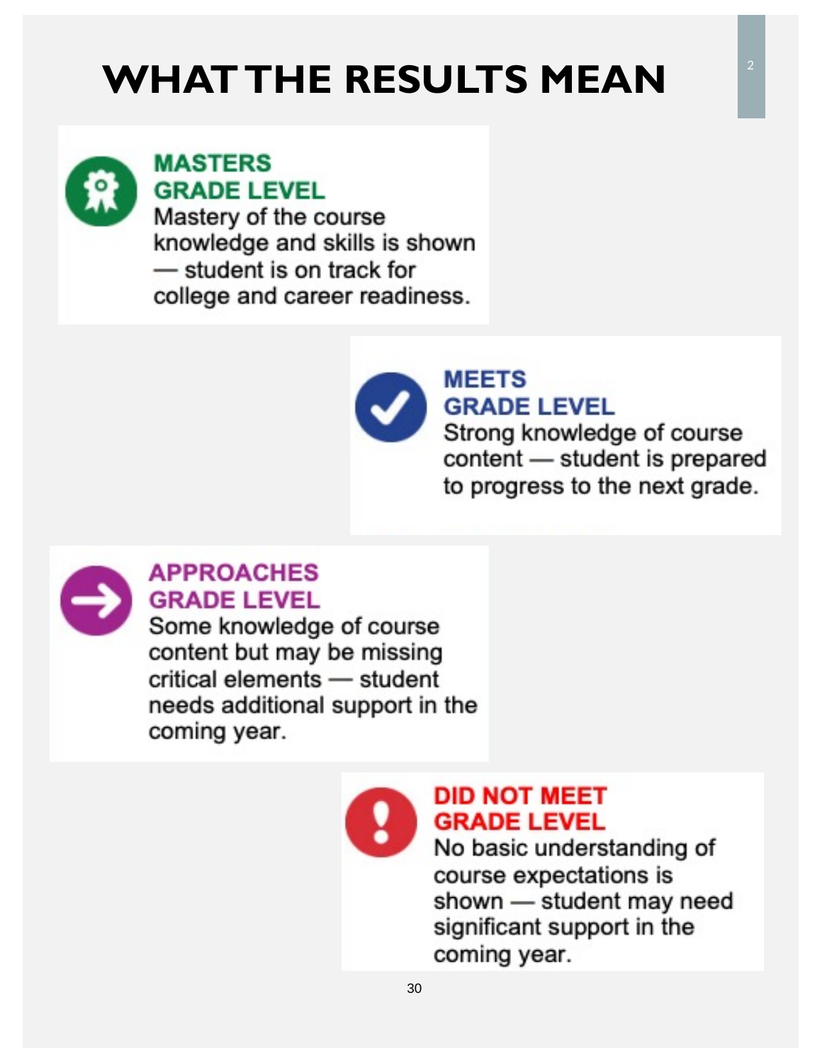# WHAT THE RESULTS MEAN

## MASTERS GRADE LEVEL

Mastery of the course knowledge and skills is shown — student is on track for college and career readiness.

## MEETS GRADE LEVEL

Strong knowledge of course content — student is prepared to progress to the next grade.

## APPROACHES GRADE LEVEL

Some knowledge of course content but may be missing critical elements — student needs additional support in the coming year.

## DID NOT MEET GRADE LEVEL

No basic understanding of course expectations is shown — student may need significant support in the coming year.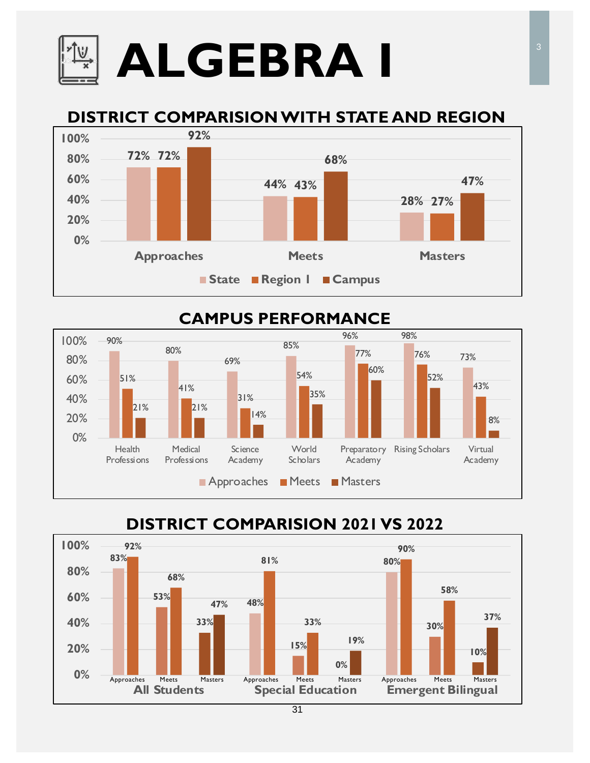# ALGEBRA I

## DISTRICT COMPARISION WITH STATE AND REGION

| | State | Region 1 | Campus |
|---|---|---|---|
| Approaches | 72% | 72% | 92% |
| Meets | 44% | 43% | 68% |
| Masters | 28% | 27% | 47% |

## CAMPUS PERFORMANCE

| | Approaches | Meets | Masters |
|---|---|---|---|
| Health Professions | 90% | 51% | 21% |
| Medical Professions | 80% | 41% | 21% |
| Science Academy | 69% | 31% | 14% |
| World Scholars | 85% | 54% | 35% |
| Preparatory Academy | 96% | 77% | 60% |
| Rising Scholars | 98% | 76% | 52% |
| Virtual Academy | 73% | 43% | 8% |

## DISTRICT COMPARISION 2021 VS 2022

| | | 2021 | 2022 |
|---|---|---|---|
| All Students | Approaches | 83% | 92% |
| | Meets | 53% | 68% |
| | Masters | 33% | 47% |
| Special Education | Approaches | 48% | 81% |
| | Meets | 15% | 33% |
| | Masters | 0% | 19% |
| Emergent Bilingual | Approaches | 80% | 90% |
| | Meets | 30% | 58% |
| | Masters | 10% | 37% |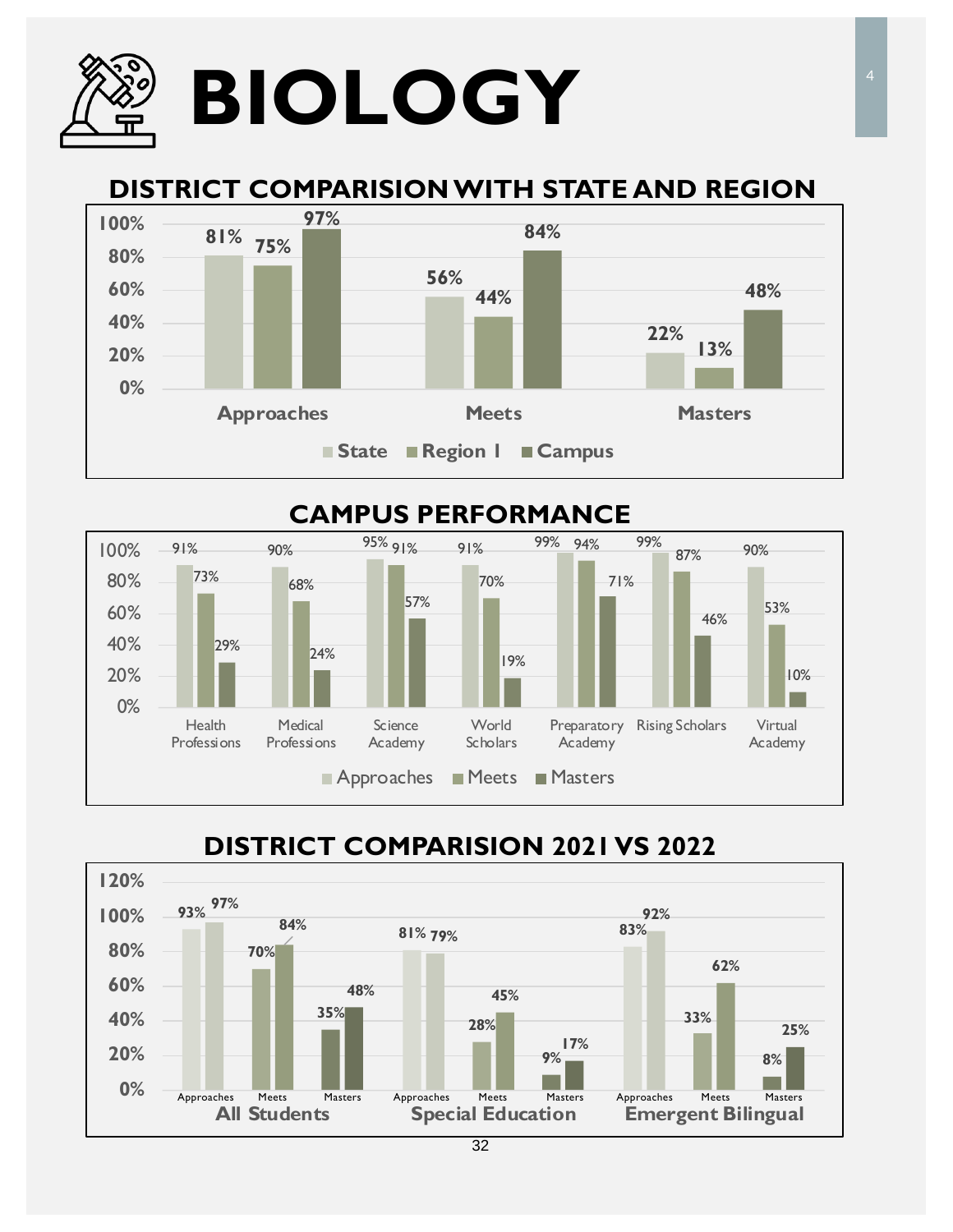# BIOLOGY

## DISTRICT COMPARISION WITH STATE AND REGION

| | State | Region 1 | Campus |
|---|---|---|---|
| Approaches | 81% | 75% | 97% |
| Meets | 56% | 44% | 84% |
| Masters | 22% | 13% | 48% |

## CAMPUS PERFORMANCE

| | Approaches | Meets | Masters |
|---|---|---|---|
| Health Professions | 91% | 73% | 29% |
| Medical Professions | 90% | 68% | 24% |
| Science Academy | 95% | 91% | 57% |
| World Scholars | 91% | 70% | 19% |
| Preparatory Academy | 99% | 94% | 71% |
| Rising Scholars | 99% | 87% | 46% |
| Virtual Academy | 90% | 53% | 10% |

## DISTRICT COMPARISION 2021 VS 2022

| | | 2021 | 2022 |
|---|---|---|---|
| All Students | Approaches | 93% | 97% |
| | Meets | 70% | 84% |
| | Masters | 35% | 48% |
| Special Education | Approaches | 81% | 79% |
| | Meets | 28% | 45% |
| | Masters | 9% | 17% |
| Emergent Bilingual | Approaches | 83% | 92% |
| | Meets | 33% | 62% |
| | Masters | 8% | 25% |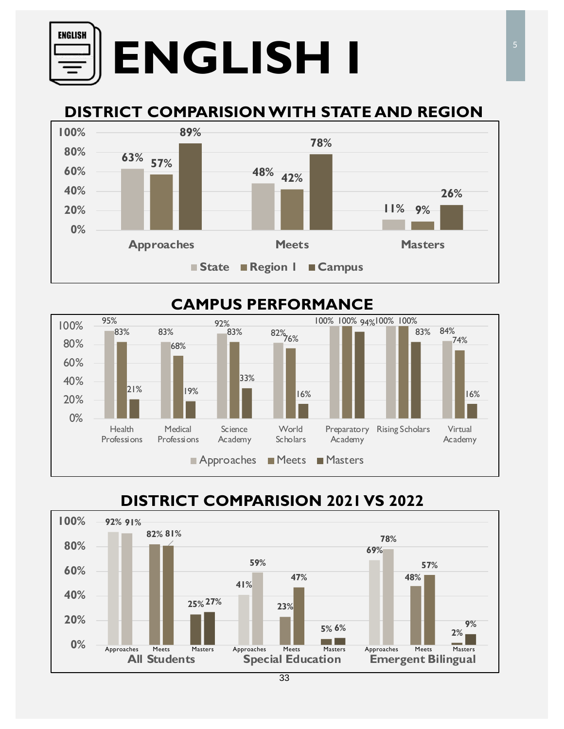# ENGLISH I

## DISTRICT COMPARISION WITH STATE AND REGION

| | State | Region 1 | Campus |
|---|---|---|---|
| Approaches | 63% | 57% | 89% |
| Meets | 48% | 42% | 78% |
| Masters | 11% | 9% | 26% |

## CAMPUS PERFORMANCE

| | Approaches | Meets | Masters |
|---|---|---|---|
| Health Professions | 95% | 83% | 21% |
| Medical Professions | 83% | 68% | 19% |
| Science Academy | 92% | 83% | 33% |
| World Scholars | 82% | 76% | 16% |
| Preparatory Academy | 100% | 100% | 94% |
| Rising Scholars | 100% | 100% | 83% |
| Virtual Academy | 84% | 74% | 16% |

## DISTRICT COMPARISION 2021 VS 2022

| | | 2021 | 2022 |
|---|---|---|---|
| All Students | Approaches | 92% | 91% |
| | Meets | 82% | 81% |
| | Masters | 25% | 27% |
| Special Education | Approaches | 41% | 59% |
| | Meets | 23% | 47% |
| | Masters | 5% | 6% |
| Emergent Bilingual | Approaches | 69% | 78% |
| | Meets | 48% | 57% |
| | Masters | 2% | 9% |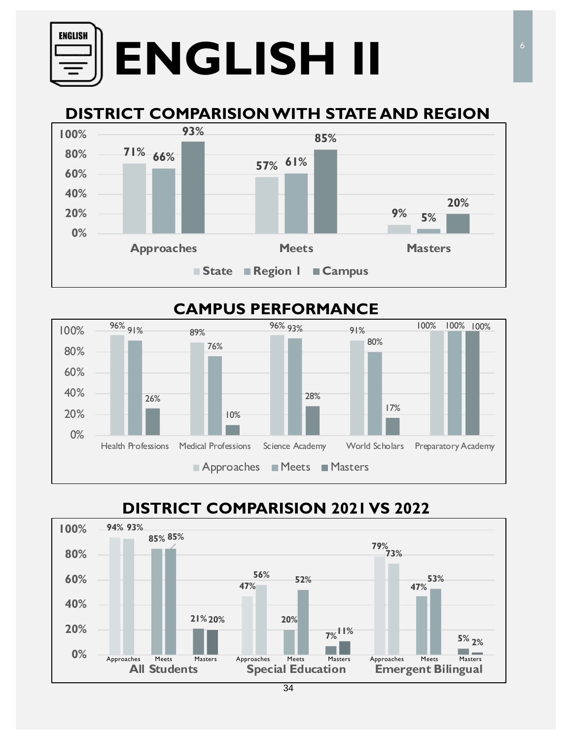# ENGLISH II

## DISTRICT COMPARISION WITH STATE AND REGION

| | State | Region 1 | Campus |
|---|---|---|---|
| Approaches | 71% | 66% | 93% |
| Meets | 57% | 61% | 85% |
| Masters | 9% | 5% | 20% |

## CAMPUS PERFORMANCE

| | Approaches | Meets | Masters |
|---|---|---|---|
| Health Professions | 96% | 91% | 26% |
| Medical Professions | 89% | 76% | 10% |
| Science Academy | 96% | 93% | 28% |
| World Scholars | 91% | 80% | 17% |
| Preparatory Academy | 100% | 100% | 100% |

## DISTRICT COMPARISION 2021 VS 2022

| | | 2021 | 2022 |
|---|---|---|---|
| All Students | Approaches | 94% | 93% |
| | Meets | 85% | 85% |
| | Masters | 21% | 20% |
| Special Education | Approaches | 47% | 56% |
| | Meets | 20% | 52% |
| | Masters | 7% | 11% |
| Emergent Bilingual | Approaches | 79% | 73% |
| | Meets | 47% | 53% |
| | Masters | 5% | 2% |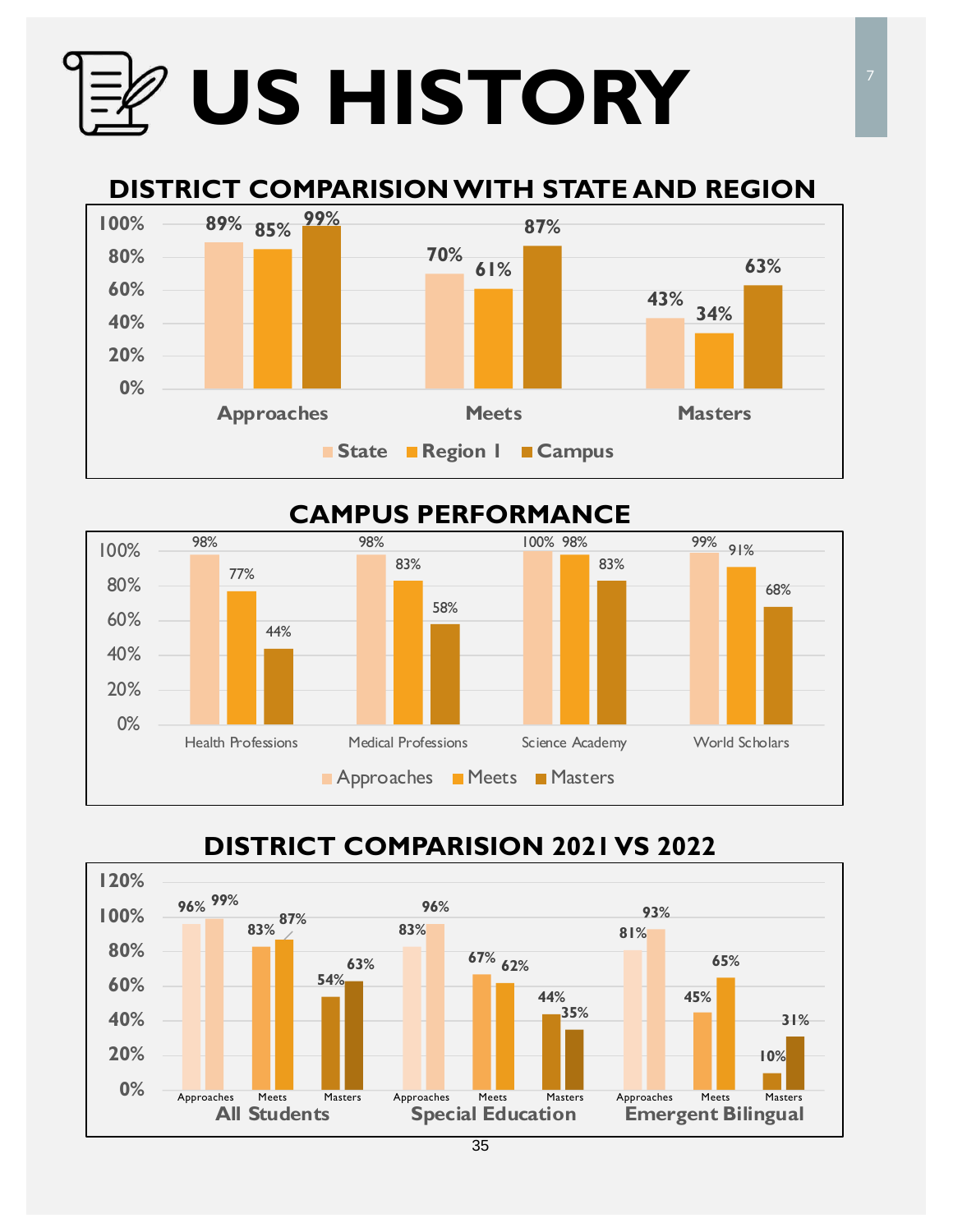# US HISTORY

## DISTRICT COMPARISION WITH STATE AND REGION

100%
80%
60%
40%
20%
0%

89% 85% 99%
70% 61% 87%
43% 34% 63%

Approaches
Meets
Masters

State Region I Campus

## CAMPUS PERFORMANCE

100%
80%
60%
40%
20%
0%

98% 77% 44%
98% 83% 58%
100% 98% 83%
99% 91% 68%

Health Professions
Medical Professions
Science Academy
World Scholars

Approaches Meets Masters

## DISTRICT COMPARISION 2021 VS 2022

120%
100%
80%
60%
40%
20%
0%

96% 99%
83% 87%
54% 63%
83% 96%
67% 62%
44% 35%
81% 93%
45% 65%
10% 31%

Approaches Meets Masters
All Students

Approaches Meets Masters
Special Education

Approaches Meets Masters
Emergent Bilingual